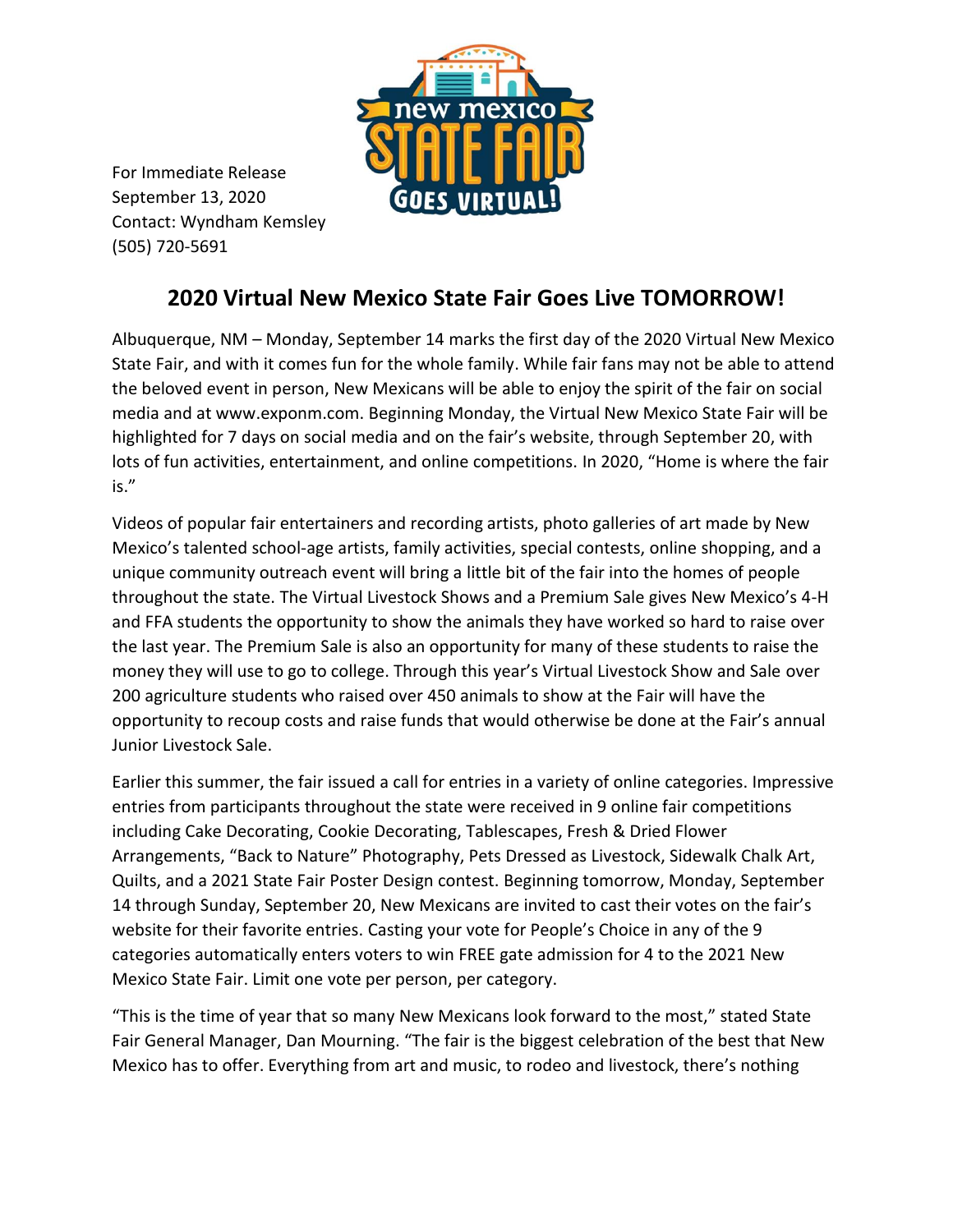For Immediate Release
September 13, 2020
Contact: Wyndham Kemsley
(505) 720-5691

## 2020 Virtual New Mexico State Fair Goes Live TOMORROW!

Albuquerque, NM – Monday, September 14 marks the first day of the 2020 Virtual New Mexico State Fair, and with it comes fun for the whole family. While fair fans may not be able to attend the beloved event in person, New Mexicans will be able to enjoy the spirit of the fair on social media and at www.exponm.com. Beginning Monday, the Virtual New Mexico State Fair will be highlighted for 7 days on social media and on the fair's website, through September 20, with lots of fun activities, entertainment, and online competitions. In 2020, "Home is where the fair is."

Videos of popular fair entertainers and recording artists, photo galleries of art made by New Mexico's talented school-age artists, family activities, special contests, online shopping, and a unique community outreach event will bring a little bit of the fair into the homes of people throughout the state. The Virtual Livestock Shows and a Premium Sale gives New Mexico's 4-H and FFA students the opportunity to show the animals they have worked so hard to raise over the last year. The Premium Sale is also an opportunity for many of these students to raise the money they will use to go to college. Through this year's Virtual Livestock Show and Sale over 200 agriculture students who raised over 450 animals to show at the Fair will have the opportunity to recoup costs and raise funds that would otherwise be done at the Fair's annual Junior Livestock Sale.

Earlier this summer, the fair issued a call for entries in a variety of online categories. Impressive entries from participants throughout the state were received in 9 online fair competitions including Cake Decorating, Cookie Decorating, Tablescapes, Fresh & Dried Flower Arrangements, "Back to Nature" Photography, Pets Dressed as Livestock, Sidewalk Chalk Art, Quilts, and a 2021 State Fair Poster Design contest. Beginning tomorrow, Monday, September 14 through Sunday, September 20, New Mexicans are invited to cast their votes on the fair's website for their favorite entries. Casting your vote for People's Choice in any of the 9 categories automatically enters voters to win FREE gate admission for 4 to the 2021 New Mexico State Fair. Limit one vote per person, per category.

"This is the time of year that so many New Mexicans look forward to the most," stated State Fair General Manager, Dan Mourning. "The fair is the biggest celebration of the best that New Mexico has to offer. Everything from art and music, to rodeo and livestock, there's nothing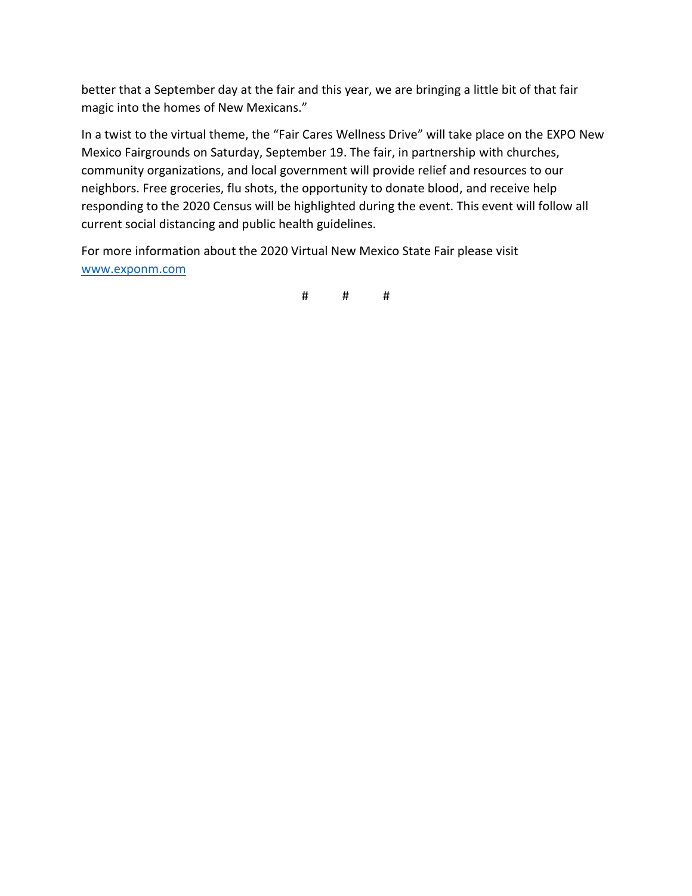better that a September day at the fair and this year, we are bringing a little bit of that fair magic into the homes of New Mexicans."

In a twist to the virtual theme, the "Fair Cares Wellness Drive" will take place on the EXPO New Mexico Fairgrounds on Saturday, September 19. The fair, in partnership with churches, community organizations, and local government will provide relief and resources to our neighbors. Free groceries, flu shots, the opportunity to donate blood, and receive help responding to the 2020 Census will be highlighted during the event. This event will follow all current social distancing and public health guidelines.

For more information about the 2020 Virtual New Mexico State Fair please visit [www.exponm.com](http://www.exponm.com)

# # #